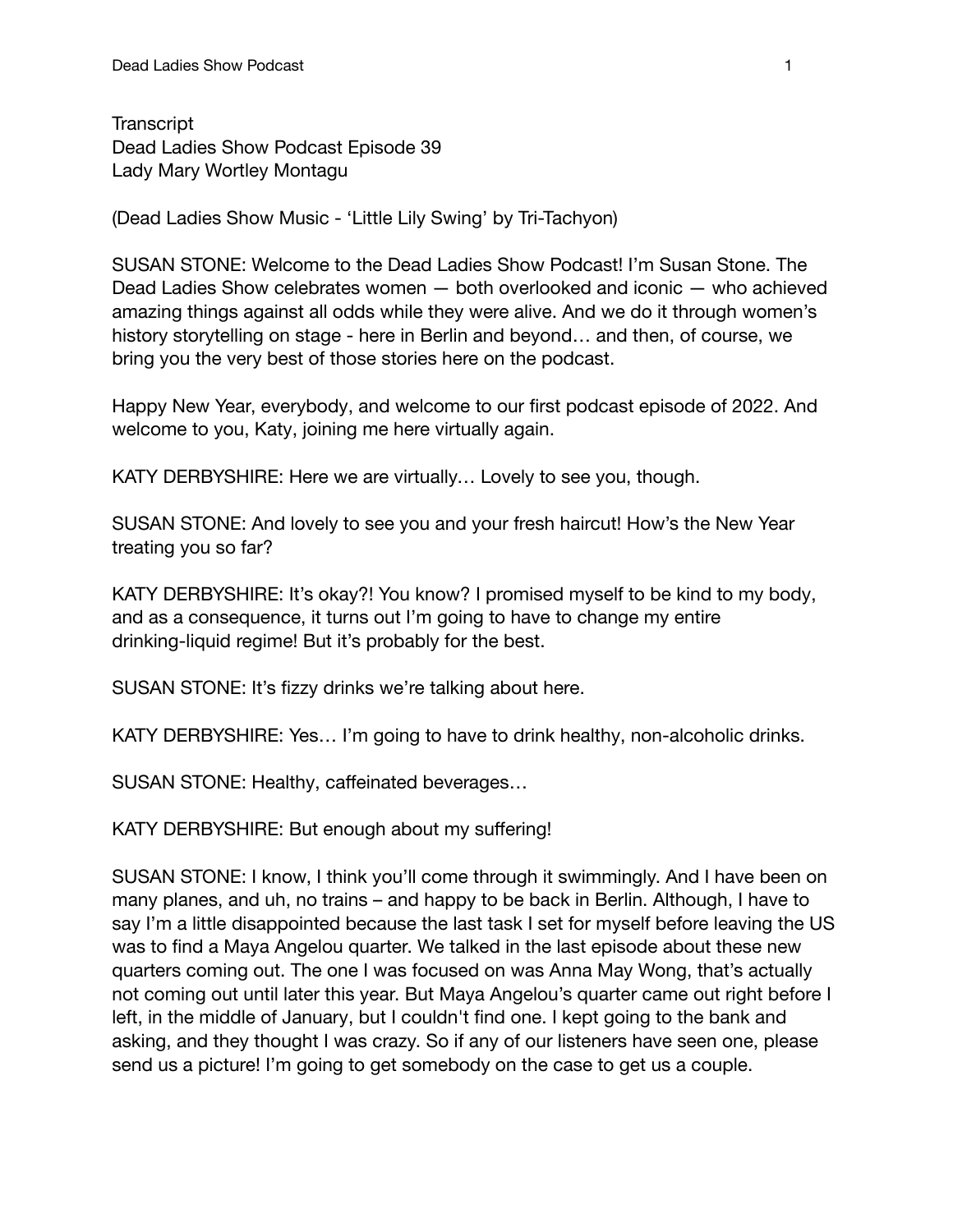Transcript
Dead Ladies Show Podcast Episode 39
Lady Mary Wortley Montagu

(Dead Ladies Show Music - 'Little Lily Swing' by Tri-Tachyon)

SUSAN STONE: Welcome to the Dead Ladies Show Podcast! I'm Susan Stone. The Dead Ladies Show celebrates women — both overlooked and iconic — who achieved amazing things against all odds while they were alive. And we do it through women's history storytelling on stage - here in Berlin and beyond… and then, of course, we bring you the very best of those stories here on the podcast.

Happy New Year, everybody, and welcome to our first podcast episode of 2022. And welcome to you, Katy, joining me here virtually again.

KATY DERBYSHIRE: Here we are virtually… Lovely to see you, though.

SUSAN STONE: And lovely to see you and your fresh haircut! How's the New Year treating you so far?

KATY DERBYSHIRE: It's okay?! You know? I promised myself to be kind to my body, and as a consequence, it turns out I'm going to have to change my entire drinking-liquid regime! But it's probably for the best.

SUSAN STONE: It's fizzy drinks we're talking about here.

KATY DERBYSHIRE: Yes… I'm going to have to drink healthy, non-alcoholic drinks.

SUSAN STONE: Healthy, caffeinated beverages…

KATY DERBYSHIRE: But enough about my suffering!

SUSAN STONE: I know, I think you'll come through it swimmingly. And I have been on many planes, and uh, no trains – and happy to be back in Berlin. Although, I have to say I'm a little disappointed because the last task I set for myself before leaving the US was to find a Maya Angelou quarter. We talked in the last episode about these new quarters coming out. The one I was focused on was Anna May Wong, that's actually not coming out until later this year. But Maya Angelou's quarter came out right before I left, in the middle of January, but I couldn't find one. I kept going to the bank and asking, and they thought I was crazy. So if any of our listeners have seen one, please send us a picture! I'm going to get somebody on the case to get us a couple.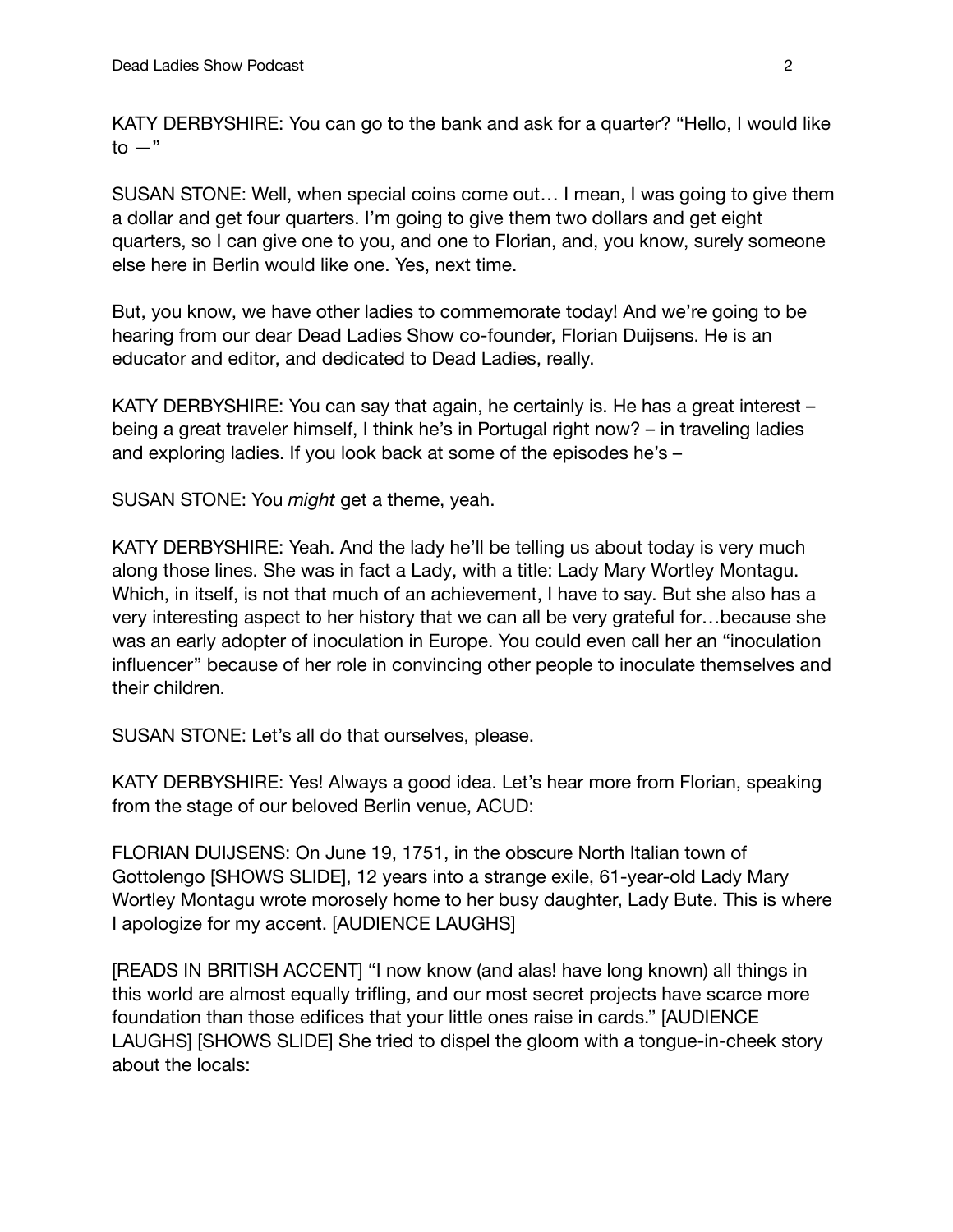KATY DERBYSHIRE: You can go to the bank and ask for a quarter? "Hello, I would like to —"

SUSAN STONE: Well, when special coins come out… I mean, I was going to give them a dollar and get four quarters. I'm going to give them two dollars and get eight quarters, so I can give one to you, and one to Florian, and, you know, surely someone else here in Berlin would like one. Yes, next time.

But, you know, we have other ladies to commemorate today! And we're going to be hearing from our dear Dead Ladies Show co-founder, Florian Duijsens. He is an educator and editor, and dedicated to Dead Ladies, really.

KATY DERBYSHIRE: You can say that again, he certainly is. He has a great interest – being a great traveler himself, I think he's in Portugal right now? – in traveling ladies and exploring ladies. If you look back at some of the episodes he's –

SUSAN STONE: You *might* get a theme, yeah.

KATY DERBYSHIRE: Yeah. And the lady he'll be telling us about today is very much along those lines. She was in fact a Lady, with a title: Lady Mary Wortley Montagu. Which, in itself, is not that much of an achievement, I have to say. But she also has a very interesting aspect to her history that we can all be very grateful for…because she was an early adopter of inoculation in Europe. You could even call her an "inoculation influencer" because of her role in convincing other people to inoculate themselves and their children.

SUSAN STONE: Let's all do that ourselves, please.

KATY DERBYSHIRE: Yes! Always a good idea. Let's hear more from Florian, speaking from the stage of our beloved Berlin venue, ACUD:

FLORIAN DUIJSENS: On June 19, 1751, in the obscure North Italian town of Gottolengo [SHOWS SLIDE], 12 years into a strange exile, 61-year-old Lady Mary Wortley Montagu wrote morosely home to her busy daughter, Lady Bute. This is where I apologize for my accent. [AUDIENCE LAUGHS]

[READS IN BRITISH ACCENT] "I now know (and alas! have long known) all things in this world are almost equally trifling, and our most secret projects have scarce more foundation than those edifices that your little ones raise in cards." [AUDIENCE LAUGHS] [SHOWS SLIDE] She tried to dispel the gloom with a tongue-in-cheek story about the locals: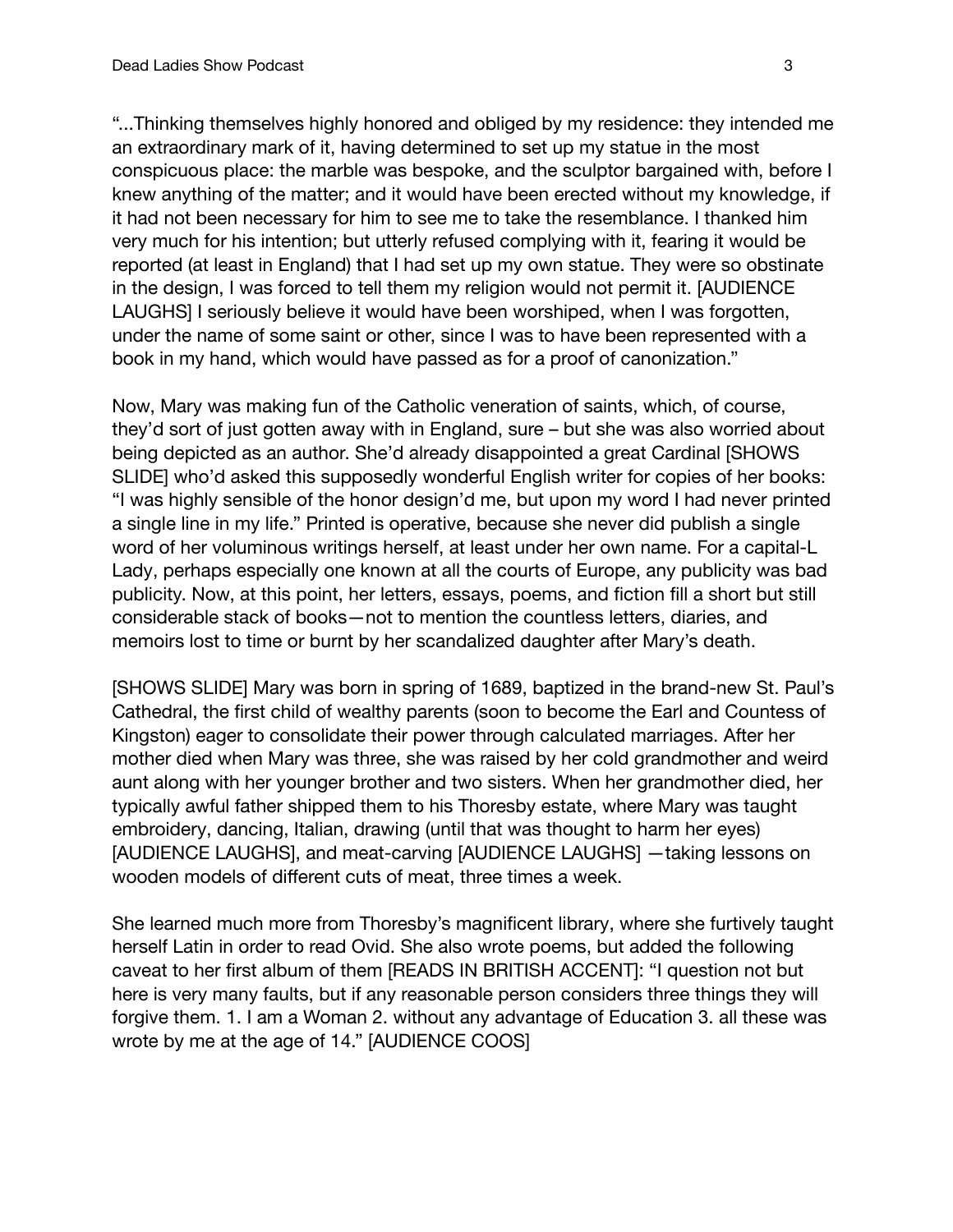"...Thinking themselves highly honored and obliged by my residence: they intended me an extraordinary mark of it, having determined to set up my statue in the most conspicuous place: the marble was bespoke, and the sculptor bargained with, before I knew anything of the matter; and it would have been erected without my knowledge, if it had not been necessary for him to see me to take the resemblance. I thanked him very much for his intention; but utterly refused complying with it, fearing it would be reported (at least in England) that I had set up my own statue. They were so obstinate in the design, I was forced to tell them my religion would not permit it. [AUDIENCE LAUGHS] I seriously believe it would have been worshiped, when I was forgotten, under the name of some saint or other, since I was to have been represented with a book in my hand, which would have passed as for a proof of canonization."

Now, Mary was making fun of the Catholic veneration of saints, which, of course, they'd sort of just gotten away with in England, sure – but she was also worried about being depicted as an author. She'd already disappointed a great Cardinal [SHOWS SLIDE] who'd asked this supposedly wonderful English writer for copies of her books: "I was highly sensible of the honor design'd me, but upon my word I had never printed a single line in my life." Printed is operative, because she never did publish a single word of her voluminous writings herself, at least under her own name. For a capital-L Lady, perhaps especially one known at all the courts of Europe, any publicity was bad publicity. Now, at this point, her letters, essays, poems, and fiction fill a short but still considerable stack of books—not to mention the countless letters, diaries, and memoirs lost to time or burnt by her scandalized daughter after Mary's death.

[SHOWS SLIDE] Mary was born in spring of 1689, baptized in the brand-new St. Paul's Cathedral, the first child of wealthy parents (soon to become the Earl and Countess of Kingston) eager to consolidate their power through calculated marriages. After her mother died when Mary was three, she was raised by her cold grandmother and weird aunt along with her younger brother and two sisters. When her grandmother died, her typically awful father shipped them to his Thoresby estate, where Mary was taught embroidery, dancing, Italian, drawing (until that was thought to harm her eyes) [AUDIENCE LAUGHS], and meat-carving [AUDIENCE LAUGHS] —taking lessons on wooden models of different cuts of meat, three times a week.

She learned much more from Thoresby's magnificent library, where she furtively taught herself Latin in order to read Ovid. She also wrote poems, but added the following caveat to her first album of them [READS IN BRITISH ACCENT]: "I question not but here is very many faults, but if any reasonable person considers three things they will forgive them. 1. I am a Woman 2. without any advantage of Education 3. all these was wrote by me at the age of 14." [AUDIENCE COOS]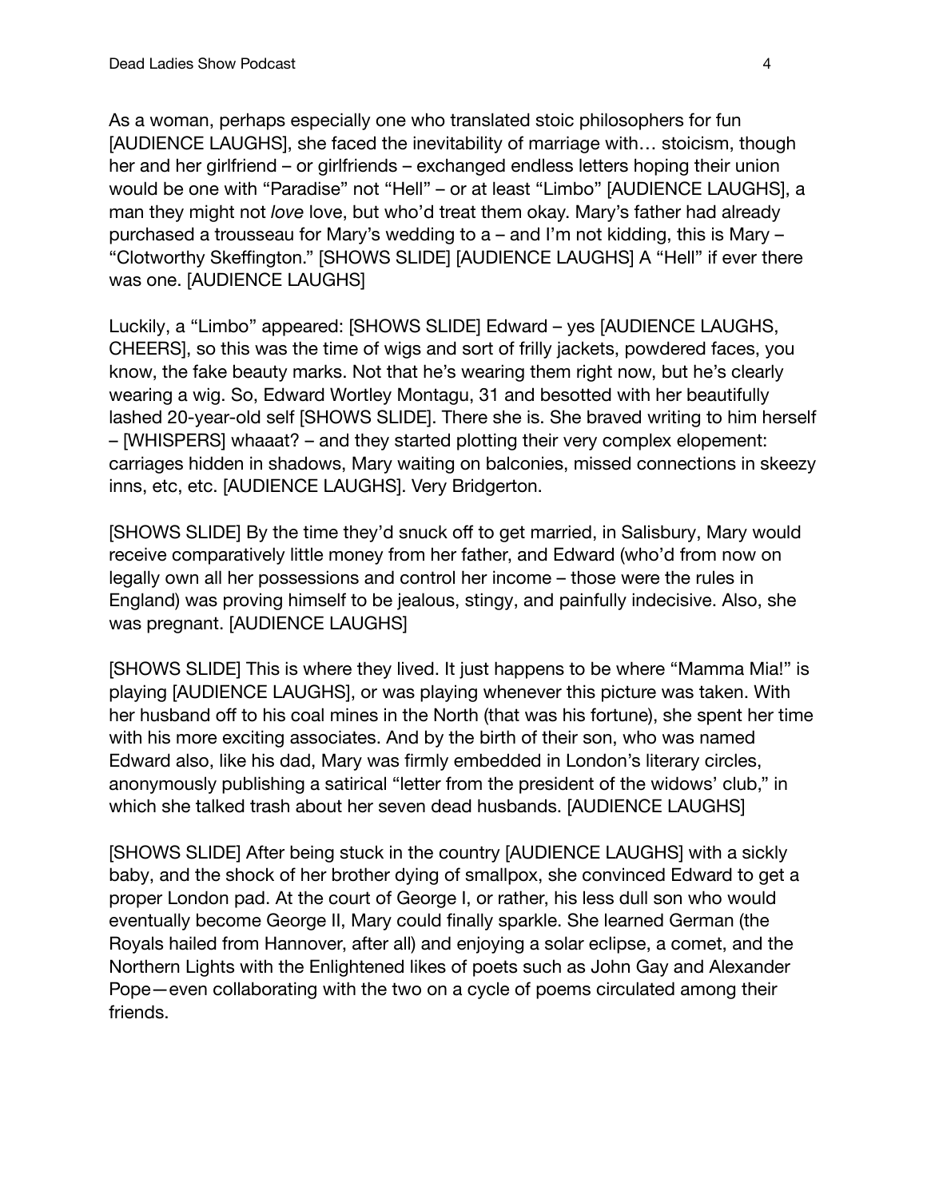As a woman, perhaps especially one who translated stoic philosophers for fun [AUDIENCE LAUGHS], she faced the inevitability of marriage with… stoicism, though her and her girlfriend – or girlfriends – exchanged endless letters hoping their union would be one with "Paradise" not "Hell" – or at least "Limbo" [AUDIENCE LAUGHS], a man they might not *love* love, but who'd treat them okay. Mary's father had already purchased a trousseau for Mary's wedding to a – and I'm not kidding, this is Mary – "Clotworthy Skeffington." [SHOWS SLIDE] [AUDIENCE LAUGHS] A "Hell" if ever there was one. [AUDIENCE LAUGHS]

Luckily, a "Limbo" appeared: [SHOWS SLIDE] Edward – yes [AUDIENCE LAUGHS, CHEERS], so this was the time of wigs and sort of frilly jackets, powdered faces, you know, the fake beauty marks. Not that he's wearing them right now, but he's clearly wearing a wig. So, Edward Wortley Montagu, 31 and besotted with her beautifully lashed 20-year-old self [SHOWS SLIDE]. There she is. She braved writing to him herself – [WHISPERS] whaaat? – and they started plotting their very complex elopement: carriages hidden in shadows, Mary waiting on balconies, missed connections in skeezy inns, etc, etc. [AUDIENCE LAUGHS]. Very Bridgerton.

[SHOWS SLIDE] By the time they'd snuck off to get married, in Salisbury, Mary would receive comparatively little money from her father, and Edward (who'd from now on legally own all her possessions and control her income – those were the rules in England) was proving himself to be jealous, stingy, and painfully indecisive. Also, she was pregnant. [AUDIENCE LAUGHS]

[SHOWS SLIDE] This is where they lived. It just happens to be where "Mamma Mia!" is playing [AUDIENCE LAUGHS], or was playing whenever this picture was taken. With her husband off to his coal mines in the North (that was his fortune), she spent her time with his more exciting associates. And by the birth of their son, who was named Edward also, like his dad, Mary was firmly embedded in London's literary circles, anonymously publishing a satirical "letter from the president of the widows' club," in which she talked trash about her seven dead husbands. [AUDIENCE LAUGHS]

[SHOWS SLIDE] After being stuck in the country [AUDIENCE LAUGHS] with a sickly baby, and the shock of her brother dying of smallpox, she convinced Edward to get a proper London pad. At the court of George I, or rather, his less dull son who would eventually become George II, Mary could finally sparkle. She learned German (the Royals hailed from Hannover, after all) and enjoying a solar eclipse, a comet, and the Northern Lights with the Enlightened likes of poets such as John Gay and Alexander Pope—even collaborating with the two on a cycle of poems circulated among their friends.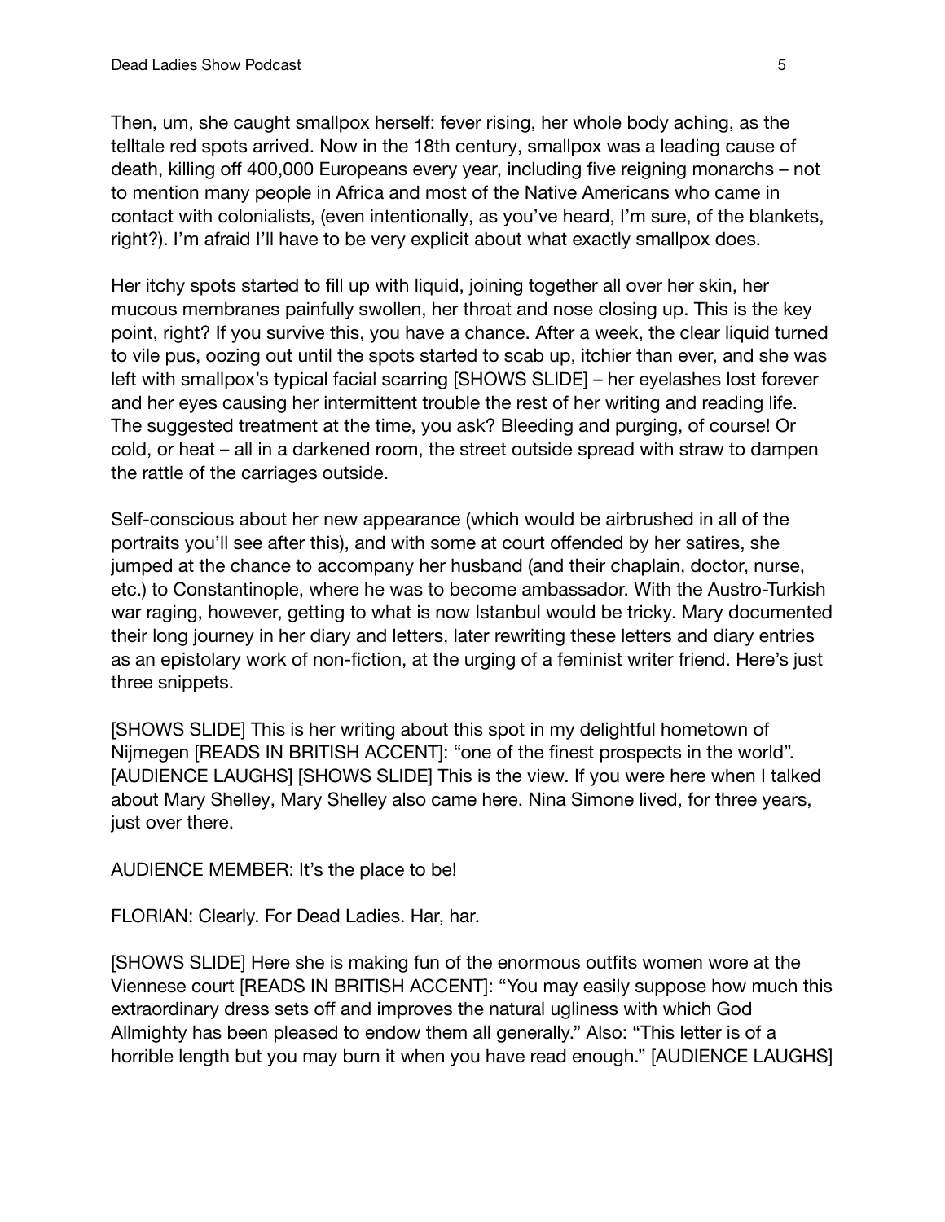Then, um, she caught smallpox herself: fever rising, her whole body aching, as the telltale red spots arrived. Now in the 18th century, smallpox was a leading cause of death, killing off 400,000 Europeans every year, including five reigning monarchs – not to mention many people in Africa and most of the Native Americans who came in contact with colonialists, (even intentionally, as you've heard, I'm sure, of the blankets, right?). I'm afraid I'll have to be very explicit about what exactly smallpox does.

Her itchy spots started to fill up with liquid, joining together all over her skin, her mucous membranes painfully swollen, her throat and nose closing up. This is the key point, right? If you survive this, you have a chance. After a week, the clear liquid turned to vile pus, oozing out until the spots started to scab up, itchier than ever, and she was left with smallpox's typical facial scarring [SHOWS SLIDE] – her eyelashes lost forever and her eyes causing her intermittent trouble the rest of her writing and reading life. The suggested treatment at the time, you ask? Bleeding and purging, of course! Or cold, or heat – all in a darkened room, the street outside spread with straw to dampen the rattle of the carriages outside.

Self-conscious about her new appearance (which would be airbrushed in all of the portraits you'll see after this), and with some at court offended by her satires, she jumped at the chance to accompany her husband (and their chaplain, doctor, nurse, etc.) to Constantinople, where he was to become ambassador. With the Austro-Turkish war raging, however, getting to what is now Istanbul would be tricky. Mary documented their long journey in her diary and letters, later rewriting these letters and diary entries as an epistolary work of non-fiction, at the urging of a feminist writer friend. Here's just three snippets.

[SHOWS SLIDE] This is her writing about this spot in my delightful hometown of Nijmegen [READS IN BRITISH ACCENT]: "one of the finest prospects in the world". [AUDIENCE LAUGHS] [SHOWS SLIDE] This is the view. If you were here when I talked about Mary Shelley, Mary Shelley also came here. Nina Simone lived, for three years, just over there.

AUDIENCE MEMBER: It's the place to be!

FLORIAN: Clearly. For Dead Ladies. Har, har.

[SHOWS SLIDE] Here she is making fun of the enormous outfits women wore at the Viennese court [READS IN BRITISH ACCENT]: "You may easily suppose how much this extraordinary dress sets off and improves the natural ugliness with which God Allmighty has been pleased to endow them all generally." Also: "This letter is of a horrible length but you may burn it when you have read enough." [AUDIENCE LAUGHS]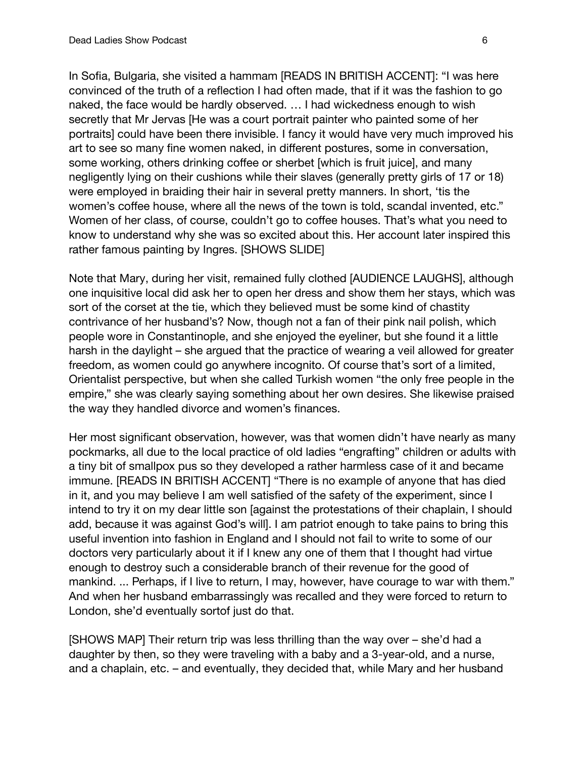In Sofia, Bulgaria, she visited a hammam [READS IN BRITISH ACCENT]: "I was here convinced of the truth of a reflection I had often made, that if it was the fashion to go naked, the face would be hardly observed. … I had wickedness enough to wish secretly that Mr Jervas [He was a court portrait painter who painted some of her portraits] could have been there invisible. I fancy it would have very much improved his art to see so many fine women naked, in different postures, some in conversation, some working, others drinking coffee or sherbet [which is fruit juice], and many negligently lying on their cushions while their slaves (generally pretty girls of 17 or 18) were employed in braiding their hair in several pretty manners. In short, 'tis the women's coffee house, where all the news of the town is told, scandal invented, etc." Women of her class, of course, couldn't go to coffee houses. That's what you need to know to understand why she was so excited about this. Her account later inspired this rather famous painting by Ingres. [SHOWS SLIDE]

Note that Mary, during her visit, remained fully clothed [AUDIENCE LAUGHS], although one inquisitive local did ask her to open her dress and show them her stays, which was sort of the corset at the tie, which they believed must be some kind of chastity contrivance of her husband's? Now, though not a fan of their pink nail polish, which people wore in Constantinople, and she enjoyed the eyeliner, but she found it a little harsh in the daylight – she argued that the practice of wearing a veil allowed for greater freedom, as women could go anywhere incognito. Of course that's sort of a limited, Orientalist perspective, but when she called Turkish women "the only free people in the empire," she was clearly saying something about her own desires. She likewise praised the way they handled divorce and women's finances.

Her most significant observation, however, was that women didn't have nearly as many pockmarks, all due to the local practice of old ladies "engrafting" children or adults with a tiny bit of smallpox pus so they developed a rather harmless case of it and became immune. [READS IN BRITISH ACCENT] "There is no example of anyone that has died in it, and you may believe I am well satisfied of the safety of the experiment, since I intend to try it on my dear little son [against the protestations of their chaplain, I should add, because it was against God's will]. I am patriot enough to take pains to bring this useful invention into fashion in England and I should not fail to write to some of our doctors very particularly about it if I knew any one of them that I thought had virtue enough to destroy such a considerable branch of their revenue for the good of mankind. ... Perhaps, if I live to return, I may, however, have courage to war with them." And when her husband embarrassingly was recalled and they were forced to return to London, she'd eventually sortof just do that.

[SHOWS MAP] Their return trip was less thrilling than the way over – she'd had a daughter by then, so they were traveling with a baby and a 3-year-old, and a nurse, and a chaplain, etc. – and eventually, they decided that, while Mary and her husband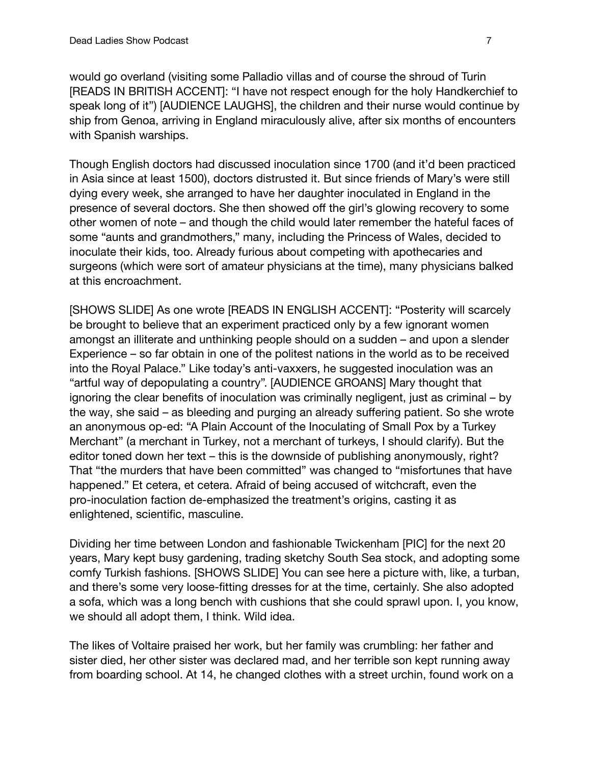would go overland (visiting some Palladio villas and of course the shroud of Turin [READS IN BRITISH ACCENT]: "I have not respect enough for the holy Handkerchief to speak long of it") [AUDIENCE LAUGHS], the children and their nurse would continue by ship from Genoa, arriving in England miraculously alive, after six months of encounters with Spanish warships.

Though English doctors had discussed inoculation since 1700 (and it'd been practiced in Asia since at least 1500), doctors distrusted it. But since friends of Mary's were still dying every week, she arranged to have her daughter inoculated in England in the presence of several doctors. She then showed off the girl's glowing recovery to some other women of note – and though the child would later remember the hateful faces of some "aunts and grandmothers," many, including the Princess of Wales, decided to inoculate their kids, too. Already furious about competing with apothecaries and surgeons (which were sort of amateur physicians at the time), many physicians balked at this encroachment.

[SHOWS SLIDE] As one wrote [READS IN ENGLISH ACCENT]: "Posterity will scarcely be brought to believe that an experiment practiced only by a few ignorant women amongst an illiterate and unthinking people should on a sudden – and upon a slender Experience – so far obtain in one of the politest nations in the world as to be received into the Royal Palace." Like today's anti-vaxxers, he suggested inoculation was an "artful way of depopulating a country". [AUDIENCE GROANS] Mary thought that ignoring the clear benefits of inoculation was criminally negligent, just as criminal – by the way, she said – as bleeding and purging an already suffering patient. So she wrote an anonymous op-ed: "A Plain Account of the Inoculating of Small Pox by a Turkey Merchant" (a merchant in Turkey, not a merchant of turkeys, I should clarify). But the editor toned down her text – this is the downside of publishing anonymously, right? That "the murders that have been committed" was changed to "misfortunes that have happened." Et cetera, et cetera. Afraid of being accused of witchcraft, even the pro-inoculation faction de-emphasized the treatment's origins, casting it as enlightened, scientific, masculine.

Dividing her time between London and fashionable Twickenham [PIC] for the next 20 years, Mary kept busy gardening, trading sketchy South Sea stock, and adopting some comfy Turkish fashions. [SHOWS SLIDE] You can see here a picture with, like, a turban, and there's some very loose-fitting dresses for at the time, certainly. She also adopted a sofa, which was a long bench with cushions that she could sprawl upon. I, you know, we should all adopt them, I think. Wild idea.

The likes of Voltaire praised her work, but her family was crumbling: her father and sister died, her other sister was declared mad, and her terrible son kept running away from boarding school. At 14, he changed clothes with a street urchin, found work on a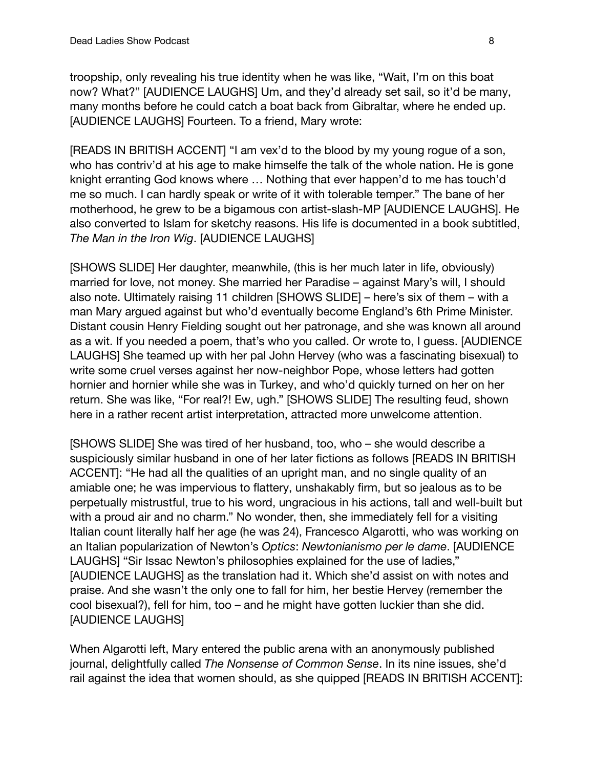troopship, only revealing his true identity when he was like, "Wait, I'm on this boat now? What?" [AUDIENCE LAUGHS] Um, and they'd already set sail, so it'd be many, many months before he could catch a boat back from Gibraltar, where he ended up. [AUDIENCE LAUGHS] Fourteen. To a friend, Mary wrote:

[READS IN BRITISH ACCENT] "I am vex'd to the blood by my young rogue of a son, who has contriv'd at his age to make himselfe the talk of the whole nation. He is gone knight erranting God knows where … Nothing that ever happen'd to me has touch'd me so much. I can hardly speak or write of it with tolerable temper." The bane of her motherhood, he grew to be a bigamous con artist-slash-MP [AUDIENCE LAUGHS]. He also converted to Islam for sketchy reasons. His life is documented in a book subtitled, *The Man in the Iron Wig*. [AUDIENCE LAUGHS]

[SHOWS SLIDE] Her daughter, meanwhile, (this is her much later in life, obviously) married for love, not money. She married her Paradise – against Mary's will, I should also note. Ultimately raising 11 children [SHOWS SLIDE] – here's six of them – with a man Mary argued against but who'd eventually become England's 6th Prime Minister. Distant cousin Henry Fielding sought out her patronage, and she was known all around as a wit. If you needed a poem, that's who you called. Or wrote to, I guess. [AUDIENCE LAUGHS] She teamed up with her pal John Hervey (who was a fascinating bisexual) to write some cruel verses against her now-neighbor Pope, whose letters had gotten hornier and hornier while she was in Turkey, and who'd quickly turned on her on her return. She was like, "For real?! Ew, ugh." [SHOWS SLIDE] The resulting feud, shown here in a rather recent artist interpretation, attracted more unwelcome attention.

[SHOWS SLIDE] She was tired of her husband, too, who – she would describe a suspiciously similar husband in one of her later fictions as follows [READS IN BRITISH ACCENT]: "He had all the qualities of an upright man, and no single quality of an amiable one; he was impervious to flattery, unshakably firm, but so jealous as to be perpetually mistrustful, true to his word, ungracious in his actions, tall and well-built but with a proud air and no charm." No wonder, then, she immediately fell for a visiting Italian count literally half her age (he was 24), Francesco Algarotti, who was working on an Italian popularization of Newton's *Optics*: *Newtonianismo per le dame*. [AUDIENCE LAUGHS] "Sir Issac Newton's philosophies explained for the use of ladies," [AUDIENCE LAUGHS] as the translation had it. Which she'd assist on with notes and praise. And she wasn't the only one to fall for him, her bestie Hervey (remember the cool bisexual?), fell for him, too – and he might have gotten luckier than she did. [AUDIENCE LAUGHS]

When Algarotti left, Mary entered the public arena with an anonymously published journal, delightfully called *The Nonsense of Common Sense*. In its nine issues, she'd rail against the idea that women should, as she quipped [READS IN BRITISH ACCENT]: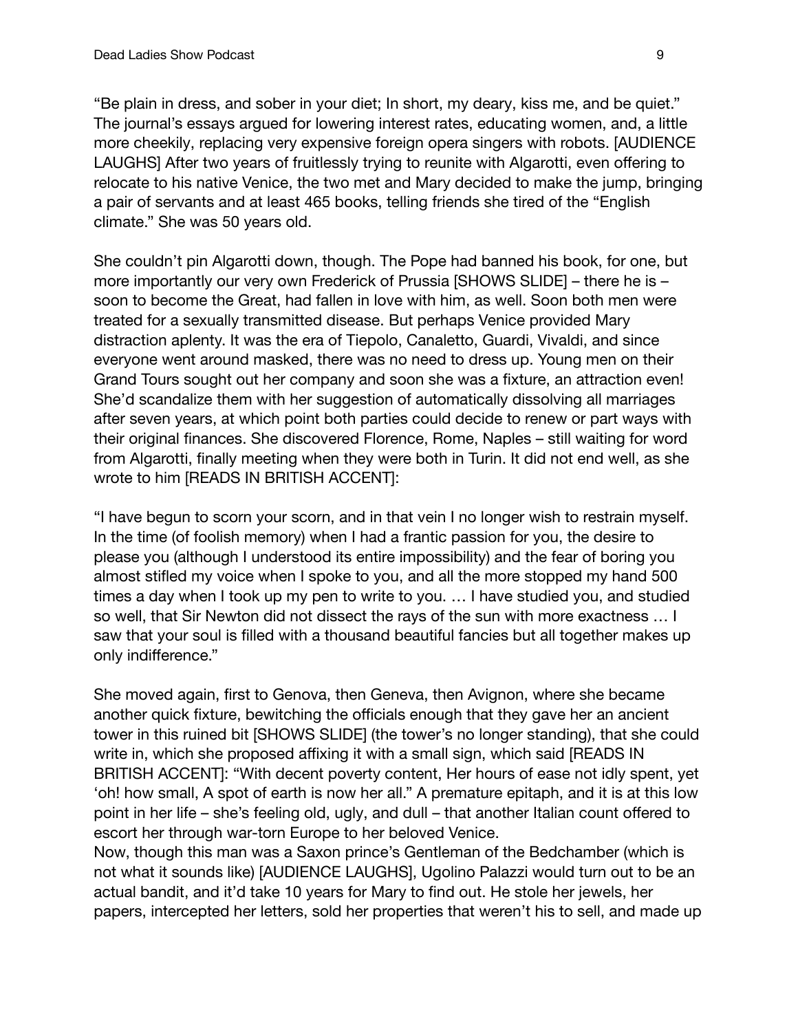"Be plain in dress, and sober in your diet; In short, my deary, kiss me, and be quiet." The journal's essays argued for lowering interest rates, educating women, and, a little more cheekily, replacing very expensive foreign opera singers with robots. [AUDIENCE LAUGHS] After two years of fruitlessly trying to reunite with Algarotti, even offering to relocate to his native Venice, the two met and Mary decided to make the jump, bringing a pair of servants and at least 465 books, telling friends she tired of the "English climate." She was 50 years old.

She couldn't pin Algarotti down, though. The Pope had banned his book, for one, but more importantly our very own Frederick of Prussia [SHOWS SLIDE] – there he is – soon to become the Great, had fallen in love with him, as well. Soon both men were treated for a sexually transmitted disease. But perhaps Venice provided Mary distraction aplenty. It was the era of Tiepolo, Canaletto, Guardi, Vivaldi, and since everyone went around masked, there was no need to dress up. Young men on their Grand Tours sought out her company and soon she was a fixture, an attraction even! She'd scandalize them with her suggestion of automatically dissolving all marriages after seven years, at which point both parties could decide to renew or part ways with their original finances. She discovered Florence, Rome, Naples – still waiting for word from Algarotti, finally meeting when they were both in Turin. It did not end well, as she wrote to him [READS IN BRITISH ACCENT]:

"I have begun to scorn your scorn, and in that vein I no longer wish to restrain myself. In the time (of foolish memory) when I had a frantic passion for you, the desire to please you (although I understood its entire impossibility) and the fear of boring you almost stifled my voice when I spoke to you, and all the more stopped my hand 500 times a day when I took up my pen to write to you. … I have studied you, and studied so well, that Sir Newton did not dissect the rays of the sun with more exactness … I saw that your soul is filled with a thousand beautiful fancies but all together makes up only indifference."

She moved again, first to Genova, then Geneva, then Avignon, where she became another quick fixture, bewitching the officials enough that they gave her an ancient tower in this ruined bit [SHOWS SLIDE] (the tower's no longer standing), that she could write in, which she proposed affixing it with a small sign, which said [READS IN BRITISH ACCENT]: "With decent poverty content, Her hours of ease not idly spent, yet 'oh! how small, A spot of earth is now her all." A premature epitaph, and it is at this low point in her life – she's feeling old, ugly, and dull – that another Italian count offered to escort her through war-torn Europe to her beloved Venice.

Now, though this man was a Saxon prince's Gentleman of the Bedchamber (which is not what it sounds like) [AUDIENCE LAUGHS], Ugolino Palazzi would turn out to be an actual bandit, and it'd take 10 years for Mary to find out. He stole her jewels, her papers, intercepted her letters, sold her properties that weren't his to sell, and made up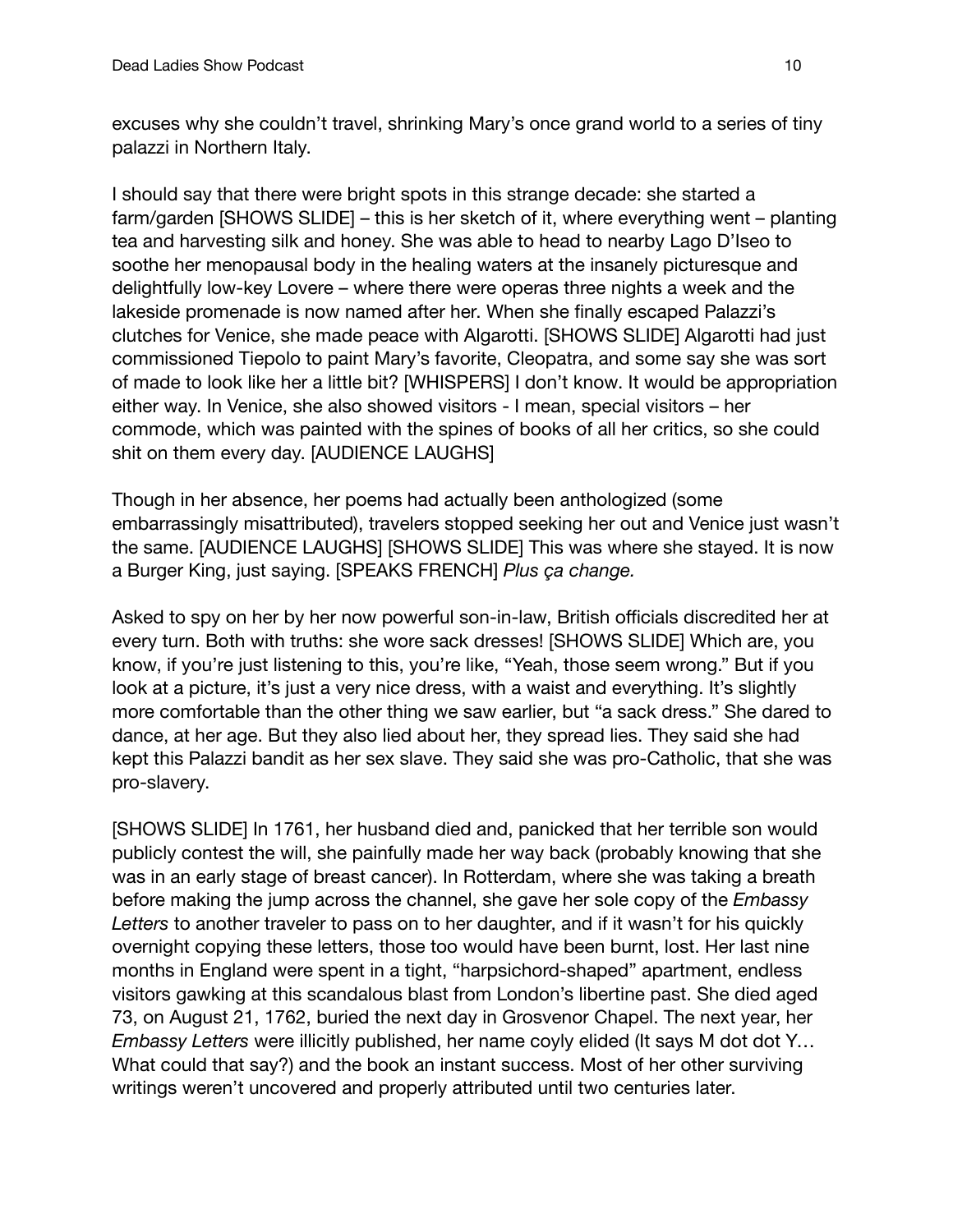excuses why she couldn't travel, shrinking Mary's once grand world to a series of tiny palazzi in Northern Italy.

I should say that there were bright spots in this strange decade: she started a farm/garden [SHOWS SLIDE] – this is her sketch of it, where everything went – planting tea and harvesting silk and honey. She was able to head to nearby Lago D'Iseo to soothe her menopausal body in the healing waters at the insanely picturesque and delightfully low-key Lovere – where there were operas three nights a week and the lakeside promenade is now named after her. When she finally escaped Palazzi's clutches for Venice, she made peace with Algarotti. [SHOWS SLIDE] Algarotti had just commissioned Tiepolo to paint Mary's favorite, Cleopatra, and some say she was sort of made to look like her a little bit? [WHISPERS] I don't know. It would be appropriation either way. In Venice, she also showed visitors - I mean, special visitors – her commode, which was painted with the spines of books of all her critics, so she could shit on them every day. [AUDIENCE LAUGHS]

Though in her absence, her poems had actually been anthologized (some embarrassingly misattributed), travelers stopped seeking her out and Venice just wasn't the same. [AUDIENCE LAUGHS] [SHOWS SLIDE] This was where she stayed. It is now a Burger King, just saying. [SPEAKS FRENCH] *Plus ça change.*

Asked to spy on her by her now powerful son-in-law, British officials discredited her at every turn. Both with truths: she wore sack dresses! [SHOWS SLIDE] Which are, you know, if you're just listening to this, you're like, "Yeah, those seem wrong." But if you look at a picture, it's just a very nice dress, with a waist and everything. It's slightly more comfortable than the other thing we saw earlier, but "a sack dress." She dared to dance, at her age. But they also lied about her, they spread lies. They said she had kept this Palazzi bandit as her sex slave. They said she was pro-Catholic, that she was pro-slavery.

[SHOWS SLIDE] In 1761, her husband died and, panicked that her terrible son would publicly contest the will, she painfully made her way back (probably knowing that she was in an early stage of breast cancer). In Rotterdam, where she was taking a breath before making the jump across the channel, she gave her sole copy of the *Embassy Letters* to another traveler to pass on to her daughter, and if it wasn't for his quickly overnight copying these letters, those too would have been burnt, lost. Her last nine months in England were spent in a tight, "harpsichord-shaped" apartment, endless visitors gawking at this scandalous blast from London's libertine past. She died aged 73, on August 21, 1762, buried the next day in Grosvenor Chapel. The next year, her *Embassy Letters* were illicitly published, her name coyly elided (It says M dot dot Y… What could that say?) and the book an instant success. Most of her other surviving writings weren't uncovered and properly attributed until two centuries later.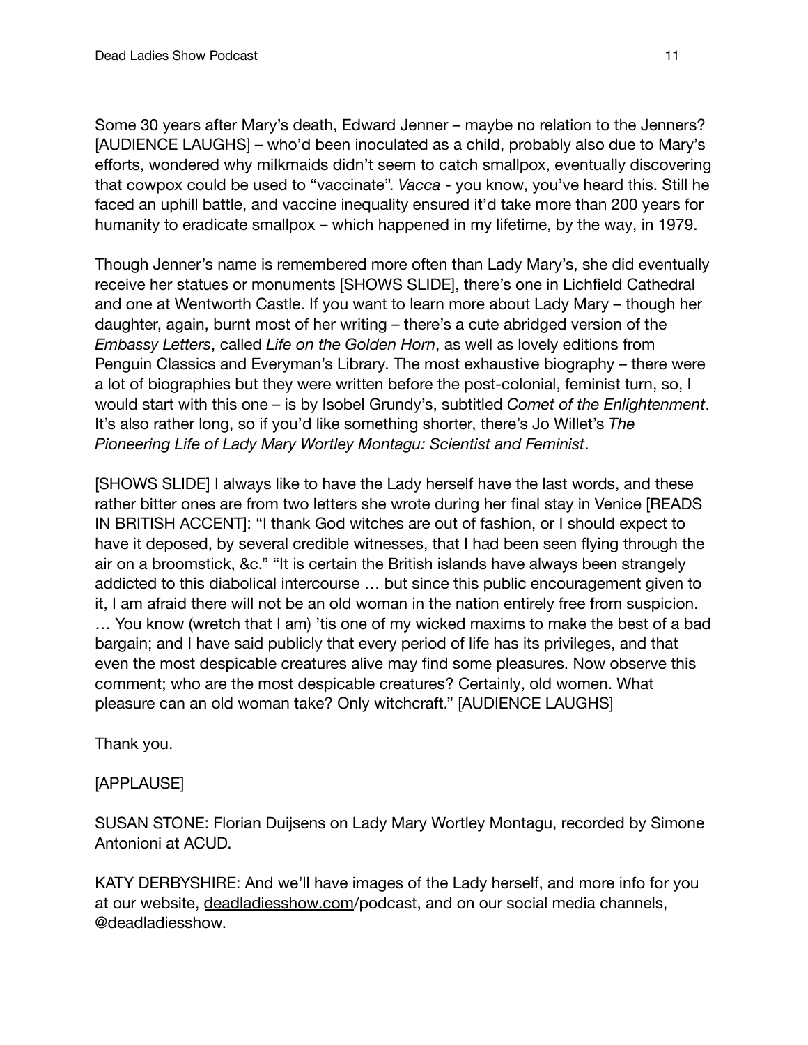Some 30 years after Mary's death, Edward Jenner – maybe no relation to the Jenners? [AUDIENCE LAUGHS] – who'd been inoculated as a child, probably also due to Mary's efforts, wondered why milkmaids didn't seem to catch smallpox, eventually discovering that cowpox could be used to "vaccinate". *Vacca* - you know, you've heard this. Still he faced an uphill battle, and vaccine inequality ensured it'd take more than 200 years for humanity to eradicate smallpox – which happened in my lifetime, by the way, in 1979.

Though Jenner's name is remembered more often than Lady Mary's, she did eventually receive her statues or monuments [SHOWS SLIDE], there's one in Lichfield Cathedral and one at Wentworth Castle. If you want to learn more about Lady Mary – though her daughter, again, burnt most of her writing – there's a cute abridged version of the *Embassy Letters*, called *Life on the Golden Horn*, as well as lovely editions from Penguin Classics and Everyman's Library. The most exhaustive biography – there were a lot of biographies but they were written before the post-colonial, feminist turn, so, I would start with this one – is by Isobel Grundy's, subtitled *Comet of the Enlightenment*. It's also rather long, so if you'd like something shorter, there's Jo Willet's *The Pioneering Life of Lady Mary Wortley Montagu: Scientist and Feminist*.

[SHOWS SLIDE] I always like to have the Lady herself have the last words, and these rather bitter ones are from two letters she wrote during her final stay in Venice [READS IN BRITISH ACCENT]: "I thank God witches are out of fashion, or I should expect to have it deposed, by several credible witnesses, that I had been seen flying through the air on a broomstick, &c." "It is certain the British islands have always been strangely addicted to this diabolical intercourse … but since this public encouragement given to it, I am afraid there will not be an old woman in the nation entirely free from suspicion. … You know (wretch that I am) 'tis one of my wicked maxims to make the best of a bad bargain; and I have said publicly that every period of life has its privileges, and that even the most despicable creatures alive may find some pleasures. Now observe this comment; who are the most despicable creatures? Certainly, old women. What pleasure can an old woman take? Only witchcraft." [AUDIENCE LAUGHS]

Thank you.

[APPLAUSE]

SUSAN STONE: Florian Duijsens on Lady Mary Wortley Montagu, recorded by Simone Antonioni at ACUD.

KATY DERBYSHIRE: And we'll have images of the Lady herself, and more info for you at our website, deadladiesshow.com/podcast, and on our social media channels, @deadladiesshow.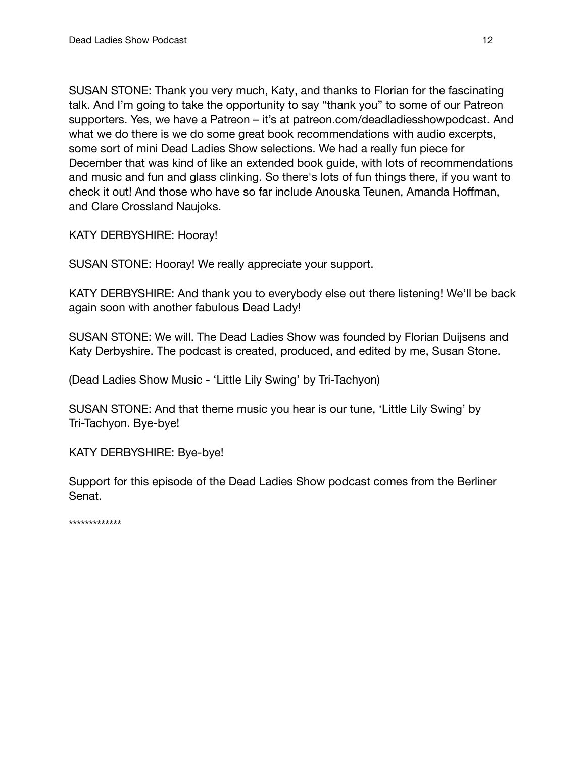SUSAN STONE: Thank you very much, Katy, and thanks to Florian for the fascinating talk. And I'm going to take the opportunity to say "thank you" to some of our Patreon supporters. Yes, we have a Patreon – it's at patreon.com/deadladiesshowpodcast. And what we do there is we do some great book recommendations with audio excerpts, some sort of mini Dead Ladies Show selections. We had a really fun piece for December that was kind of like an extended book guide, with lots of recommendations and music and fun and glass clinking. So there's lots of fun things there, if you want to check it out! And those who have so far include Anouska Teunen, Amanda Hoffman, and Clare Crossland Naujoks.

KATY DERBYSHIRE: Hooray!

SUSAN STONE: Hooray! We really appreciate your support.

KATY DERBYSHIRE: And thank you to everybody else out there listening! We'll be back again soon with another fabulous Dead Lady!

SUSAN STONE: We will. The Dead Ladies Show was founded by Florian Duijsens and Katy Derbyshire. The podcast is created, produced, and edited by me, Susan Stone.

(Dead Ladies Show Music - 'Little Lily Swing' by Tri-Tachyon)

SUSAN STONE: And that theme music you hear is our tune, 'Little Lily Swing' by Tri-Tachyon. Bye-bye!

KATY DERBYSHIRE: Bye-bye!

Support for this episode of the Dead Ladies Show podcast comes from the Berliner Senat.

*************